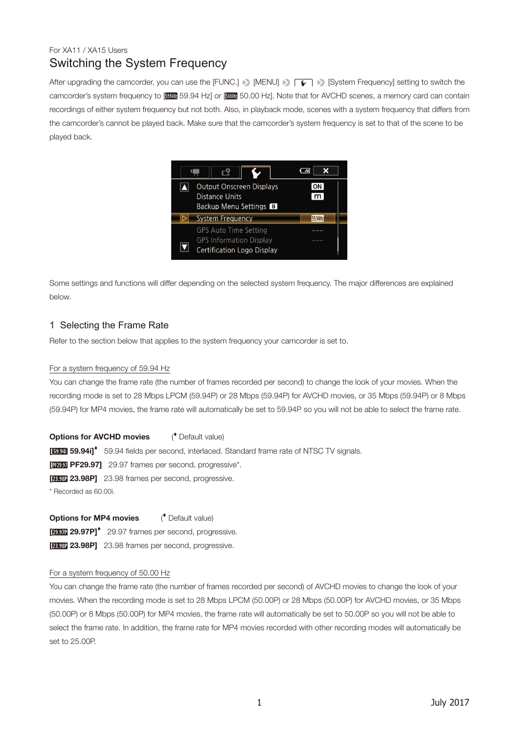For XA11 / XA15 Users

# Switching the System Frequency

After upgrading the camcorder, you can use the [FUNC.] ▶ [MENU] ▶ [ ] ▶ [System Frequency] setting to switch the camcorder's system frequency to [59.94Hz 59.94 Hz] or [50.00Hz 50.00 Hz]. Note that for AVCHD scenes, a memory card can contain recordings of either system frequency but not both. Also, in playback mode, scenes with a system frequency that differs from the camcorder's cannot be played back. Make sure that the camcorder's system frequency is set to that of the scene to be played back.

Some settings and functions will differ depending on the selected system frequency. The major differences are explained below.

## 1 Selecting the Frame Rate

Refer to the section below that applies to the system frequency your camcorder is set to.

### For a system frequency of 59.94 Hz

You can change the frame rate (the number of frames recorded per second) to change the look of your movies. When the recording mode is set to 28 Mbps LPCM (59.94P) or 28 Mbps (59.94P) for AVCHD movies, or 35 Mbps (59.94P) or 8 Mbps (59.94P) for MP4 movies, the frame rate will automatically be set to 59.94P so you will not be able to select the frame rate.

**Options for AVCHD movies** (♦ Default value)

**[59.94i 59.94i]**♦ 59.94 fields per second, interlaced. Standard frame rate of NTSC TV signals.

**[PF29.97 PF29.97]** 29.97 frames per second, progressive*.

**[23.98P 23.98P]** 23.98 frames per second, progressive.

* Recorded as 60.00i.

**Options for MP4 movies** (♦ Default value)

**[29.97P 29.97P]**♦ 29.97 frames per second, progressive.

**[23.98P 23.98P]** 23.98 frames per second, progressive.

### For a system frequency of 50.00 Hz

You can change the frame rate (the number of frames recorded per second) of AVCHD movies to change the look of your movies. When the recording mode is set to 28 Mbps LPCM (50.00P) or 28 Mbps (50.00P) for AVCHD movies, or 35 Mbps (50.00P) or 8 Mbps (50.00P) for MP4 movies, the frame rate will automatically be set to 50.00P so you will not be able to select the frame rate. In addition, the frame rate for MP4 movies recorded with other recording modes will automatically be set to 25.00P.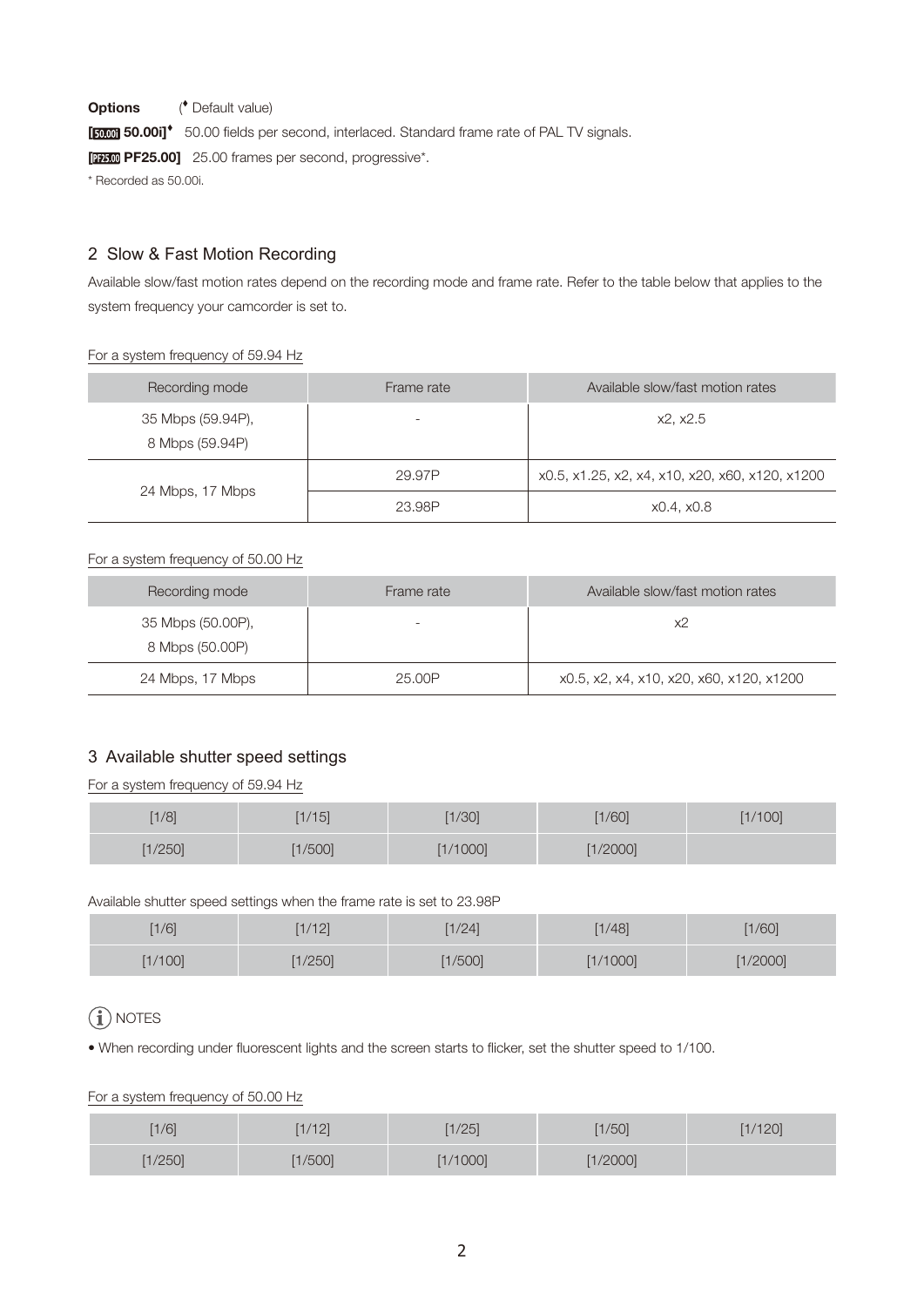**Options** (♦ Default value)

**[50.00i] 50.00i]**♦ 50.00 fields per second, interlaced. Standard frame rate of PAL TV signals.

**[PF25.00] PF25.00]** 25.00 frames per second, progressive*.

* Recorded as 50.00i.

## 2 Slow & Fast Motion Recording

Available slow/fast motion rates depend on the recording mode and frame rate. Refer to the table below that applies to the system frequency your camcorder is set to.

For a system frequency of 59.94 Hz

| Recording mode | Frame rate | Available slow/fast motion rates |
| --- | --- | --- |
| 35 Mbps (59.94P), 8 Mbps (59.94P) | - | x2, x2.5 |
| 24 Mbps, 17 Mbps | 29.97P | x0.5, x1.25, x2, x4, x10, x20, x60, x120, x1200 |
| | 23.98P | x0.4, x0.8 |

For a system frequency of 50.00 Hz

| Recording mode | Frame rate | Available slow/fast motion rates |
| --- | --- | --- |
| 35 Mbps (50.00P), 8 Mbps (50.00P) | - | x2 |
| 24 Mbps, 17 Mbps | 25.00P | x0.5, x2, x4, x10, x20, x60, x120, x1200 |

## 3 Available shutter speed settings

For a system frequency of 59.94 Hz

| | | | | |
| --- | --- | --- | --- | --- |
| [1/8] | [1/15] | [1/30] | [1/60] | [1/100] |
| [1/250] | [1/500] | [1/1000] | [1/2000] | |

Available shutter speed settings when the frame rate is set to 23.98P

| | | | | |
| --- | --- | --- | --- | --- |
| [1/6] | [1/12] | [1/24] | [1/48] | [1/60] |
| [1/100] | [1/250] | [1/500] | [1/1000] | [1/2000] |

NOTES

- When recording under fluorescent lights and the screen starts to flicker, set the shutter speed to 1/100.

For a system frequency of 50.00 Hz

| | | | | |
| --- | --- | --- | --- | --- |
| [1/6] | [1/12] | [1/25] | [1/50] | [1/120] |
| [1/250] | [1/500] | [1/1000] | [1/2000] | |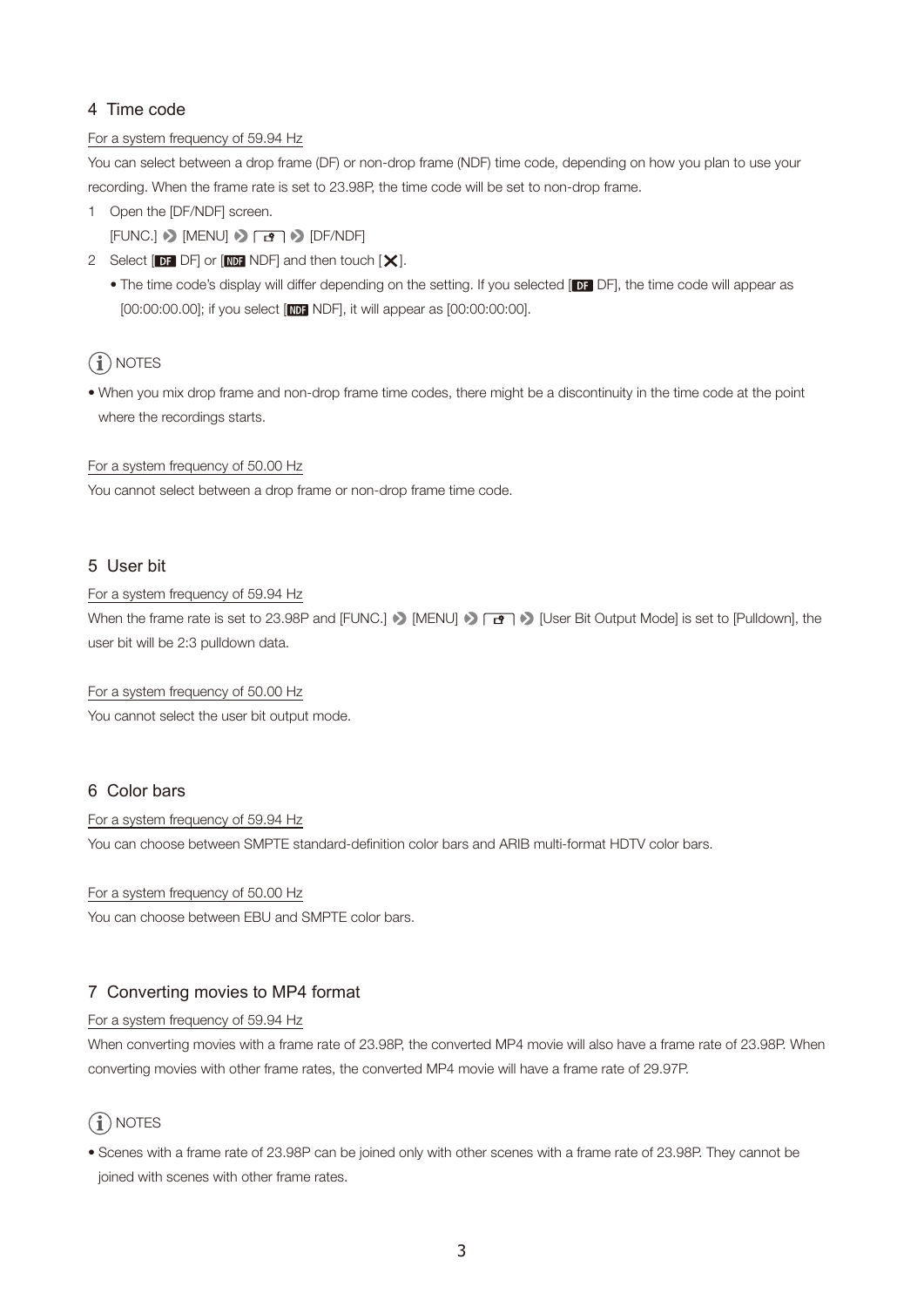## 4 Time code

For a system frequency of 59.94 Hz

You can select between a drop frame (DF) or non-drop frame (NDF) time code, depending on how you plan to use your recording. When the frame rate is set to 23.98P, the time code will be set to non-drop frame.

1 Open the [DF/NDF] screen.

   [FUNC.] ▶ [MENU] ▶ [ ] ▶ [DF/NDF]

2 Select [DF DF] or [NDF NDF] and then touch [X].

   - The time code's display will differ depending on the setting. If you selected [DF DF], the time code will appear as [00:00:00.00]; if you select [NDF NDF], it will appear as [00:00:00:00].

NOTES

- When you mix drop frame and non-drop frame time codes, there might be a discontinuity in the time code at the point where the recordings starts.

For a system frequency of 50.00 Hz

You cannot select between a drop frame or non-drop frame time code.

## 5 User bit

For a system frequency of 59.94 Hz

When the frame rate is set to 23.98P and [FUNC.] ▶ [MENU] ▶ [ ] ▶ [User Bit Output Mode] is set to [Pulldown], the user bit will be 2:3 pulldown data.

For a system frequency of 50.00 Hz

You cannot select the user bit output mode.

## 6 Color bars

For a system frequency of 59.94 Hz

You can choose between SMPTE standard-definition color bars and ARIB multi-format HDTV color bars.

For a system frequency of 50.00 Hz

You can choose between EBU and SMPTE color bars.

## 7 Converting movies to MP4 format

For a system frequency of 59.94 Hz

When converting movies with a frame rate of 23.98P, the converted MP4 movie will also have a frame rate of 23.98P. When converting movies with other frame rates, the converted MP4 movie will have a frame rate of 29.97P.

NOTES

- Scenes with a frame rate of 23.98P can be joined only with other scenes with a frame rate of 23.98P. They cannot be joined with scenes with other frame rates.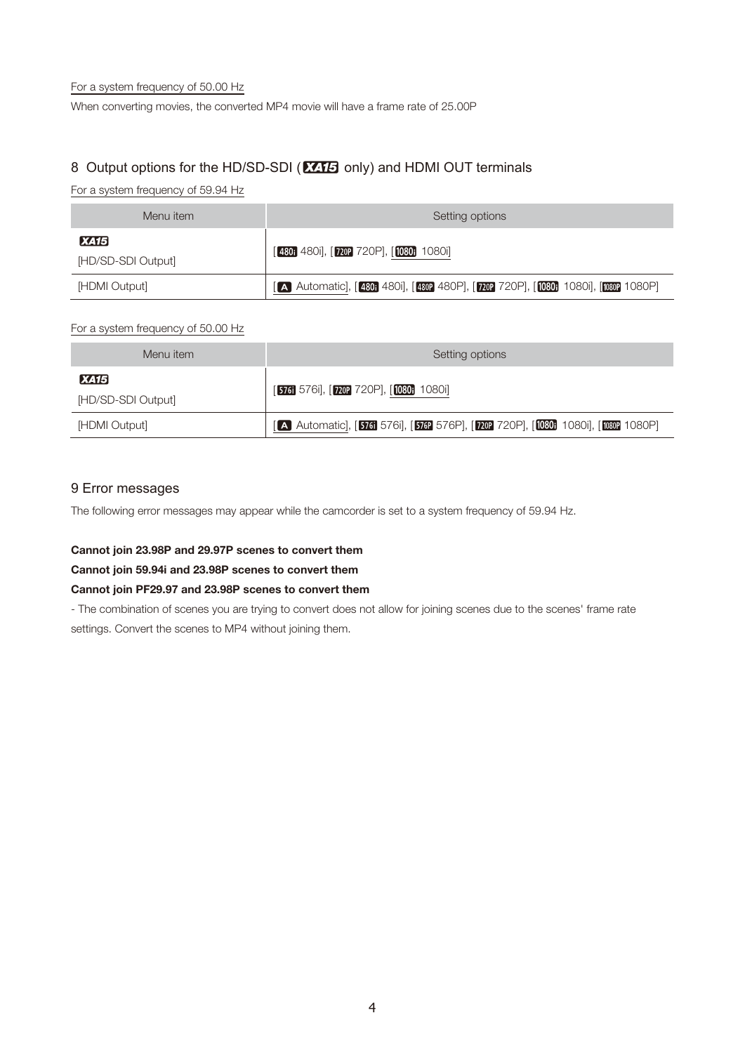For a system frequency of 50.00 Hz

When converting movies, the converted MP4 movie will have a frame rate of 25.00P

## 8 Output options for the HD/SD-SDI (XA15 only) and HDMI OUT terminals

For a system frequency of 59.94 Hz

| Menu item | Setting options |
|---|---|
| XA15 [HD/SD-SDI Output] | [480i 480i], [720P 720P], [1080i 1080i] |
| [HDMI Output] | [A Automatic], [480i 480i], [480P 480P], [720P 720P], [1080i 1080i], [1080P 1080P] |

For a system frequency of 50.00 Hz

| Menu item | Setting options |
|---|---|
| XA15 [HD/SD-SDI Output] | [576i 576i], [720P 720P], [1080i 1080i] |
| [HDMI Output] | [A Automatic], [576i 576i], [576P 576P], [720P 720P], [1080i 1080i], [1080P 1080P] |

## 9 Error messages

The following error messages may appear while the camcorder is set to a system frequency of 59.94 Hz.

**Cannot join 23.98P and 29.97P scenes to convert them**

**Cannot join 59.94i and 23.98P scenes to convert them**

**Cannot join PF29.97 and 23.98P scenes to convert them**

- The combination of scenes you are trying to convert does not allow for joining scenes due to the scenes' frame rate settings. Convert the scenes to MP4 without joining them.